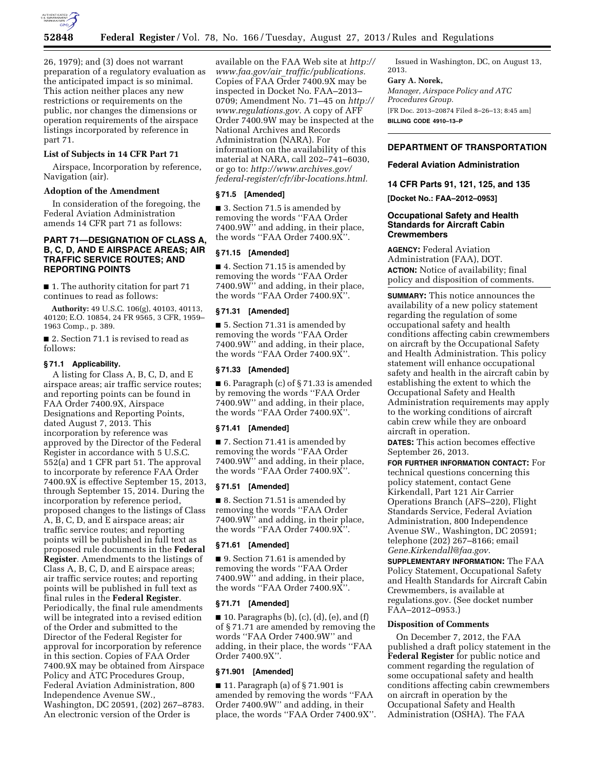26, 1979); and (3) does not warrant preparation of a regulatory evaluation as the anticipated impact is so minimal. This action neither places any new restrictions or requirements on the public, nor changes the dimensions or operation requirements of the airspace listings incorporated by reference in part 71.

### List of Subjects in 14 CFR Part 71

Airspace, Incorporation by reference, Navigation (air).

### Adoption of the Amendment

In consideration of the foregoing, the Federal Aviation Administration amends 14 CFR part 71 as follows:

## PART 71—DESIGNATION OF CLASS A, B, C, D, AND E AIRSPACE AREAS; AIR TRAFFIC SERVICE ROUTES; AND REPORTING POINTS

■ 1. The authority citation for part 71 continues to read as follows:

**Authority:** 49 U.S.C. 106(g), 40103, 40113, 40120; E.O. 10854, 24 FR 9565, 3 CFR, 1959–1963 Comp., p. 389.

■ 2. Section 71.1 is revised to read as follows:

### § 71.1 Applicability.

A listing for Class A, B, C, D, and E airspace areas; air traffic service routes; and reporting points can be found in FAA Order 7400.9X, Airspace Designations and Reporting Points, dated August 7, 2013. This incorporation by reference was approved by the Director of the Federal Register in accordance with 5 U.S.C. 552(a) and 1 CFR part 51. The approval to incorporate by reference FAA Order 7400.9X is effective September 15, 2013, through September 15, 2014. During the incorporation by reference period, proposed changes to the listings of Class A, B, C, D, and E airspace areas; air traffic service routes; and reporting points will be published in full text as proposed rule documents in the **Federal Register**. Amendments to the listings of Class A, B, C, D, and E airspace areas; air traffic service routes; and reporting points will be published in full text as final rules in the **Federal Register**. Periodically, the final rule amendments will be integrated into a revised edition of the Order and submitted to the Director of the Federal Register for approval for incorporation by reference in this section. Copies of FAA Order 7400.9X may be obtained from Airspace Policy and ATC Procedures Group, Federal Aviation Administration, 800 Independence Avenue SW., Washington, DC 20591, (202) 267–8783. An electronic version of the Order is available on the FAA Web site at *http://www.faa.gov/air_traffic/publications.* Copies of FAA Order 7400.9X may be inspected in Docket No. FAA–2013–0709; Amendment No. 71–45 on *http://www.regulations.gov.* A copy of AFF Order 7400.9W may be inspected at the National Archives and Records Administration (NARA). For information on the availability of this material at NARA, call 202–741–6030, or go to: *http://www.archives.gov/federal-register/cfr/ibr-locations.html.*

### § 71.5 [Amended]

■ 3. Section 71.5 is amended by removing the words ''FAA Order 7400.9W'' and adding, in their place, the words ''FAA Order 7400.9X''.

### § 71.15 [Amended]

■ 4. Section 71.15 is amended by removing the words ''FAA Order 7400.9W'' and adding, in their place, the words ''FAA Order 7400.9X''.

### § 71.31 [Amended]

■ 5. Section 71.31 is amended by removing the words ''FAA Order 7400.9W'' and adding, in their place, the words ''FAA Order 7400.9X''.

### § 71.33 [Amended]

■ 6. Paragraph (c) of § 71.33 is amended by removing the words ''FAA Order 7400.9W'' and adding, in their place, the words ''FAA Order 7400.9X''.

### § 71.41 [Amended]

■ 7. Section 71.41 is amended by removing the words ''FAA Order 7400.9W'' and adding, in their place, the words ''FAA Order 7400.9X''.

### § 71.51 [Amended]

■ 8. Section 71.51 is amended by removing the words ''FAA Order 7400.9W'' and adding, in their place, the words ''FAA Order 7400.9X''.

### § 71.61 [Amended]

■ 9. Section 71.61 is amended by removing the words ''FAA Order 7400.9W'' and adding, in their place, the words ''FAA Order 7400.9X''.

### § 71.71 [Amended]

■ 10. Paragraphs (b), (c), (d), (e), and (f) of § 71.71 are amended by removing the words ''FAA Order 7400.9W'' and adding, in their place, the words ''FAA Order 7400.9X''.

### § 71.901 [Amended]

■ 11. Paragraph (a) of § 71.901 is amended by removing the words ''FAA Order 7400.9W'' and adding, in their place, the words ''FAA Order 7400.9X''.

Issued in Washington, DC, on August 13, 2013.

**Gary A. Norek,**

*Manager, Airspace Policy and ATC Procedures Group.*

[FR Doc. 2013–20874 Filed 8–26–13; 8:45 am]

**BILLING CODE 4910–13–P**

---

## DEPARTMENT OF TRANSPORTATION

## Federal Aviation Administration

## 14 CFR Parts 91, 121, 125, and 135

**[Docket No.: FAA–2012–0953]**

## Occupational Safety and Health Standards for Aircraft Cabin Crewmembers

**AGENCY:** Federal Aviation Administration (FAA), DOT.

**ACTION:** Notice of availability; final policy and disposition of comments.

**SUMMARY:** This notice announces the availability of a new policy statement regarding the regulation of some occupational safety and health conditions affecting cabin crewmembers on aircraft by the Occupational Safety and Health Administration. This policy statement will enhance occupational safety and health in the aircraft cabin by establishing the extent to which the Occupational Safety and Health Administration requirements may apply to the working conditions of aircraft cabin crew while they are onboard aircraft in operation.

**DATES:** This action becomes effective September 26, 2013.

**FOR FURTHER INFORMATION CONTACT:** For technical questions concerning this policy statement, contact Gene Kirkendall, Part 121 Air Carrier Operations Branch (AFS–220), Flight Standards Service, Federal Aviation Administration, 800 Independence Avenue SW., Washington, DC 20591; telephone (202) 267–8166; email *Gene.Kirkendall@faa.gov.*

**SUPPLEMENTARY INFORMATION:** The FAA Policy Statement, Occupational Safety and Health Standards for Aircraft Cabin Crewmembers, is available at regulations.gov. (See docket number FAA–2012–0953.)

### Disposition of Comments

On December 7, 2012, the FAA published a draft policy statement in the **Federal Register** for public notice and comment regarding the regulation of some occupational safety and health conditions affecting cabin crewmembers on aircraft in operation by the Occupational Safety and Health Administration (OSHA). The FAA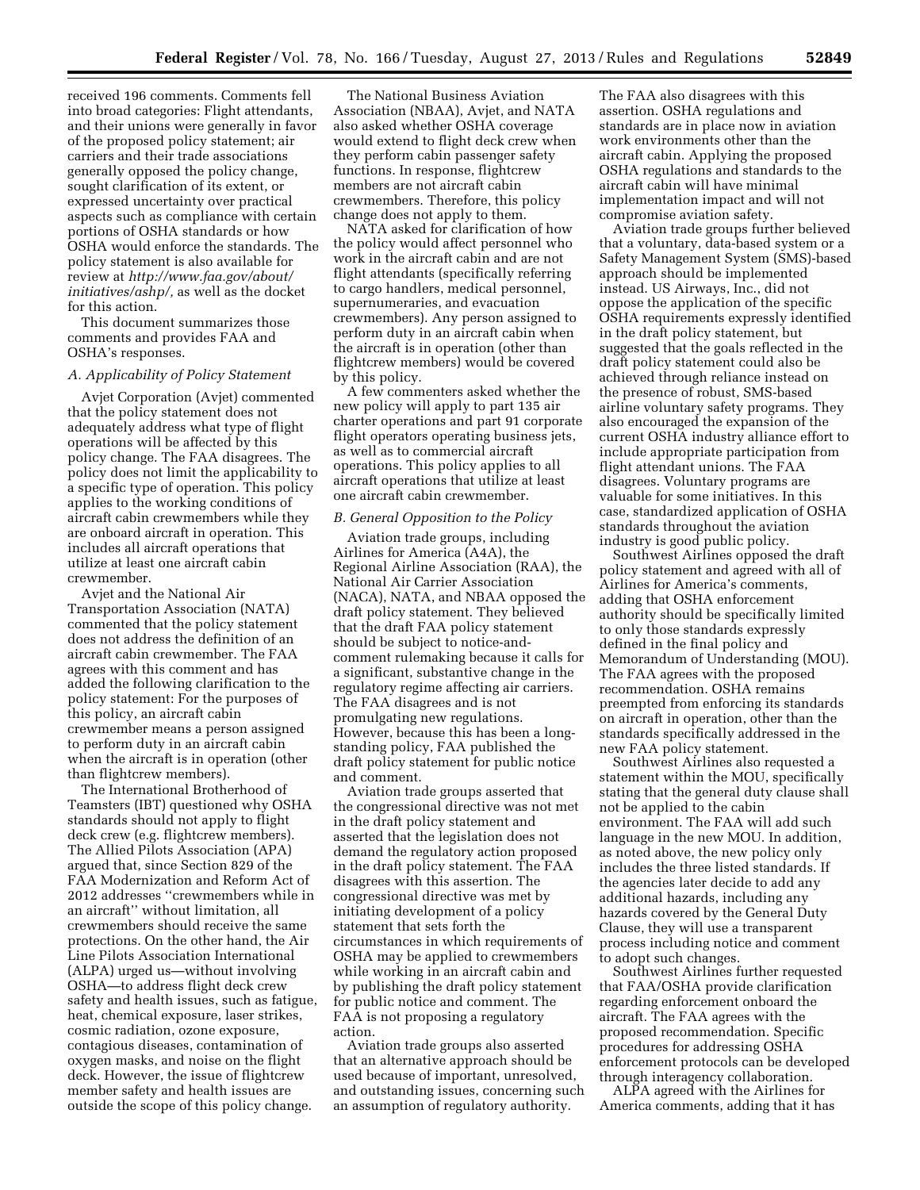received 196 comments. Comments fell into broad categories: Flight attendants, and their unions were generally in favor of the proposed policy statement; air carriers and their trade associations generally opposed the policy change, sought clarification of its extent, or expressed uncertainty over practical aspects such as compliance with certain portions of OSHA standards or how OSHA would enforce the standards. The policy statement is also available for review at *http://www.faa.gov/about/initiatives/ashp/,* as well as the docket for this action.

This document summarizes those comments and provides FAA and OSHA's responses.

### *A. Applicability of Policy Statement*

Avjet Corporation (Avjet) commented that the policy statement does not adequately address what type of flight operations will be affected by this policy change. The FAA disagrees. The policy does not limit the applicability to a specific type of operation. This policy applies to the working conditions of aircraft cabin crewmembers while they are onboard aircraft in operation. This includes all aircraft operations that utilize at least one aircraft cabin crewmember.

Avjet and the National Air Transportation Association (NATA) commented that the policy statement does not address the definition of an aircraft cabin crewmember. The FAA agrees with this comment and has added the following clarification to the policy statement: For the purposes of this policy, an aircraft cabin crewmember means a person assigned to perform duty in an aircraft cabin when the aircraft is in operation (other than flightcrew members).

The International Brotherhood of Teamsters (IBT) questioned why OSHA standards should not apply to flight deck crew (e.g. flightcrew members). The Allied Pilots Association (APA) argued that, since Section 829 of the FAA Modernization and Reform Act of 2012 addresses ''crewmembers while in an aircraft'' without limitation, all crewmembers should receive the same protections. On the other hand, the Air Line Pilots Association International (ALPA) urged us—without involving OSHA—to address flight deck crew safety and health issues, such as fatigue, heat, chemical exposure, laser strikes, cosmic radiation, ozone exposure, contagious diseases, contamination of oxygen masks, and noise on the flight deck. However, the issue of flightcrew member safety and health issues are outside the scope of this policy change.

The National Business Aviation Association (NBAA), Avjet, and NATA also asked whether OSHA coverage would extend to flight deck crew when they perform cabin passenger safety functions. In response, flightcrew members are not aircraft cabin crewmembers. Therefore, this policy change does not apply to them.

NATA asked for clarification of how the policy would affect personnel who work in the aircraft cabin and are not flight attendants (specifically referring to cargo handlers, medical personnel, supernumeraries, and evacuation crewmembers). Any person assigned to perform duty in an aircraft cabin when the aircraft is in operation (other than flightcrew members) would be covered by this policy.

A few commenters asked whether the new policy will apply to part 135 air charter operations and part 91 corporate flight operators operating business jets, as well as to commercial aircraft operations. This policy applies to all aircraft operations that utilize at least one aircraft cabin crewmember.

### *B. General Opposition to the Policy*

Aviation trade groups, including Airlines for America (A4A), the Regional Airline Association (RAA), the National Air Carrier Association (NACA), NATA, and NBAA opposed the draft policy statement. They believed that the draft FAA policy statement should be subject to notice-and-comment rulemaking because it calls for a significant, substantive change in the regulatory regime affecting air carriers. The FAA disagrees and is not promulgating new regulations. However, because this has been a long-standing policy, FAA published the draft policy statement for public notice and comment.

Aviation trade groups asserted that the congressional directive was not met in the draft policy statement and asserted that the legislation does not demand the regulatory action proposed in the draft policy statement. The FAA disagrees with this assertion. The congressional directive was met by initiating development of a policy statement that sets forth the circumstances in which requirements of OSHA may be applied to crewmembers while working in an aircraft cabin and by publishing the draft policy statement for public notice and comment. The FAA is not proposing a regulatory action.

Aviation trade groups also asserted that an alternative approach should be used because of important, unresolved, and outstanding issues, concerning such an assumption of regulatory authority. The FAA also disagrees with this assertion. OSHA regulations and standards are in place now in aviation work environments other than the aircraft cabin. Applying the proposed OSHA regulations and standards to the aircraft cabin will have minimal implementation impact and will not compromise aviation safety.

Aviation trade groups further believed that a voluntary, data-based system or a Safety Management System (SMS)-based approach should be implemented instead. US Airways, Inc., did not oppose the application of the specific OSHA requirements expressly identified in the draft policy statement, but suggested that the goals reflected in the draft policy statement could also be achieved through reliance instead on the presence of robust, SMS-based airline voluntary safety programs. They also encouraged the expansion of the current OSHA industry alliance effort to include appropriate participation from flight attendant unions. The FAA disagrees. Voluntary programs are valuable for some initiatives. In this case, standardized application of OSHA standards throughout the aviation industry is good public policy.

Southwest Airlines opposed the draft policy statement and agreed with all of Airlines for America's comments, adding that OSHA enforcement authority should be specifically limited to only those standards expressly defined in the final policy and Memorandum of Understanding (MOU). The FAA agrees with the proposed recommendation. OSHA remains preempted from enforcing its standards on aircraft in operation, other than the standards specifically addressed in the new FAA policy statement.

Southwest Airlines also requested a statement within the MOU, specifically stating that the general duty clause shall not be applied to the cabin environment. The FAA will add such language in the new MOU. In addition, as noted above, the new policy only includes the three listed standards. If the agencies later decide to add any additional hazards, including any hazards covered by the General Duty Clause, they will use a transparent process including notice and comment to adopt such changes.

Southwest Airlines further requested that FAA/OSHA provide clarification regarding enforcement onboard the aircraft. The FAA agrees with the proposed recommendation. Specific procedures for addressing OSHA enforcement protocols can be developed through interagency collaboration.

ALPA agreed with the Airlines for America comments, adding that it has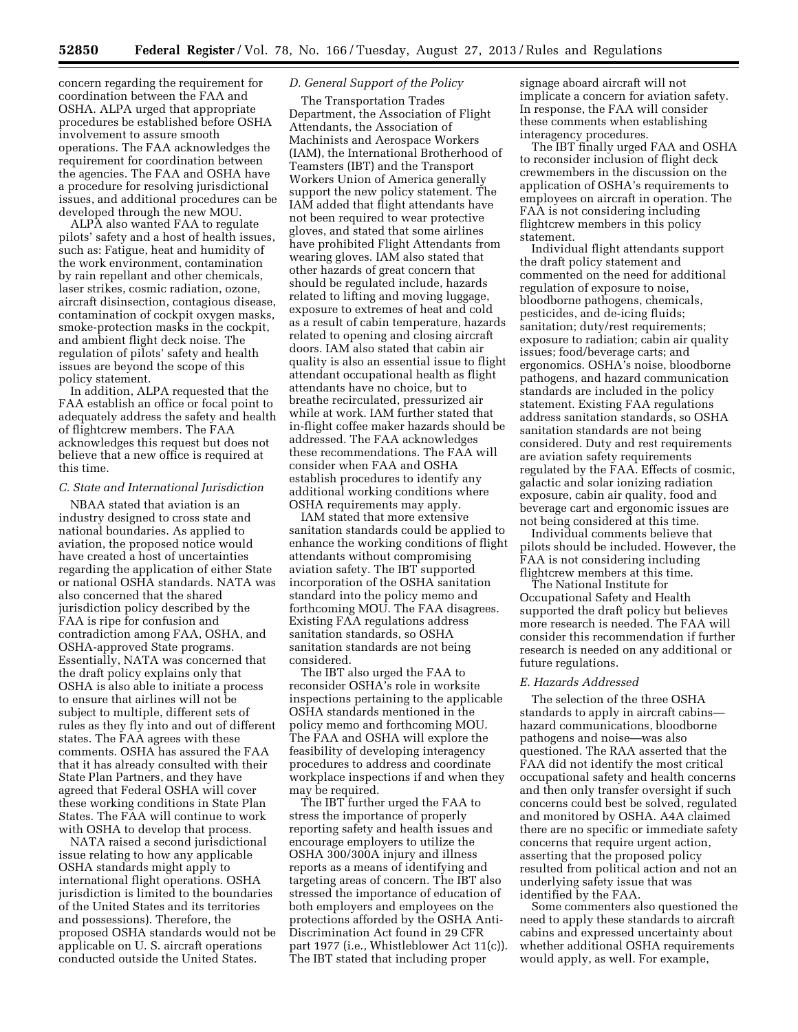concern regarding the requirement for coordination between the FAA and OSHA. ALPA urged that appropriate procedures be established before OSHA involvement to assure smooth operations. The FAA acknowledges the requirement for coordination between the agencies. The FAA and OSHA have a procedure for resolving jurisdictional issues, and additional procedures can be developed through the new MOU.

ALPA also wanted FAA to regulate pilots' safety and a host of health issues, such as: Fatigue, heat and humidity of the work environment, contamination by rain repellant and other chemicals, laser strikes, cosmic radiation, ozone, aircraft disinsection, contagious disease, contamination of cockpit oxygen masks, smoke-protection masks in the cockpit, and ambient flight deck noise. The regulation of pilots' safety and health issues are beyond the scope of this policy statement.

In addition, ALPA requested that the FAA establish an office or focal point to adequately address the safety and health of flightcrew members. The FAA acknowledges this request but does not believe that a new office is required at this time.

### *C. State and International Jurisdiction*

NBAA stated that aviation is an industry designed to cross state and national boundaries. As applied to aviation, the proposed notice would have created a host of uncertainties regarding the application of either State or national OSHA standards. NATA was also concerned that the shared jurisdiction policy described by the FAA is ripe for confusion and contradiction among FAA, OSHA, and OSHA-approved State programs. Essentially, NATA was concerned that the draft policy explains only that OSHA is also able to initiate a process to ensure that airlines will not be subject to multiple, different sets of rules as they fly into and out of different states. The FAA agrees with these comments. OSHA has assured the FAA that it has already consulted with their State Plan Partners, and they have agreed that Federal OSHA will cover these working conditions in State Plan States. The FAA will continue to work with OSHA to develop that process.

NATA raised a second jurisdictional issue relating to how any applicable OSHA standards might apply to international flight operations. OSHA jurisdiction is limited to the boundaries of the United States and its territories and possessions). Therefore, the proposed OSHA standards would not be applicable on U. S. aircraft operations conducted outside the United States.

### *D. General Support of the Policy*

The Transportation Trades Department, the Association of Flight Attendants, the Association of Machinists and Aerospace Workers (IAM), the International Brotherhood of Teamsters (IBT) and the Transport Workers Union of America generally support the new policy statement. The IAM added that flight attendants have not been required to wear protective gloves, and stated that some airlines have prohibited Flight Attendants from wearing gloves. IAM also stated that other hazards of great concern that should be regulated include, hazards related to lifting and moving luggage, exposure to extremes of heat and cold as a result of cabin temperature, hazards related to opening and closing aircraft doors. IAM also stated that cabin air quality is also an essential issue to flight attendant occupational health as flight attendants have no choice, but to breathe recirculated, pressurized air while at work. IAM further stated that in-flight coffee maker hazards should be addressed. The FAA acknowledges these recommendations. The FAA will consider when FAA and OSHA establish procedures to identify any additional working conditions where OSHA requirements may apply.

IAM stated that more extensive sanitation standards could be applied to enhance the working conditions of flight attendants without compromising aviation safety. The IBT supported incorporation of the OSHA sanitation standard into the policy memo and forthcoming MOU. The FAA disagrees. Existing FAA regulations address sanitation standards, so OSHA sanitation standards are not being considered.

The IBT also urged the FAA to reconsider OSHA's role in worksite inspections pertaining to the applicable OSHA standards mentioned in the policy memo and forthcoming MOU. The FAA and OSHA will explore the feasibility of developing interagency procedures to address and coordinate workplace inspections if and when they may be required.

The IBT further urged the FAA to stress the importance of properly reporting safety and health issues and encourage employers to utilize the OSHA 300/300A injury and illness reports as a means of identifying and targeting areas of concern. The IBT also stressed the importance of education of both employers and employees on the protections afforded by the OSHA Anti-Discrimination Act found in 29 CFR part 1977 (i.e., Whistleblower Act 11(c)). The IBT stated that including proper signage aboard aircraft will not implicate a concern for aviation safety. In response, the FAA will consider these comments when establishing interagency procedures.

The IBT finally urged FAA and OSHA to reconsider inclusion of flight deck crewmembers in the discussion on the application of OSHA's requirements to employees on aircraft in operation. The FAA is not considering including flightcrew members in this policy statement.

Individual flight attendants support the draft policy statement and commented on the need for additional regulation of exposure to noise, bloodborne pathogens, chemicals, pesticides, and de-icing fluids; sanitation; duty/rest requirements; exposure to radiation; cabin air quality issues; food/beverage carts; and ergonomics. OSHA's noise, bloodborne pathogens, and hazard communication standards are included in the policy statement. Existing FAA regulations address sanitation standards, so OSHA sanitation standards are not being considered. Duty and rest requirements are aviation safety requirements regulated by the FAA. Effects of cosmic, galactic and solar ionizing radiation exposure, cabin air quality, food and beverage cart and ergonomic issues are not being considered at this time.

Individual comments believe that pilots should be included. However, the FAA is not considering including flightcrew members at this time.

The National Institute for Occupational Safety and Health supported the draft policy but believes more research is needed. The FAA will consider this recommendation if further research is needed on any additional or future regulations.

### *E. Hazards Addressed*

The selection of the three OSHA standards to apply in aircraft cabins—hazard communications, bloodborne pathogens and noise—was also questioned. The RAA asserted that the FAA did not identify the most critical occupational safety and health concerns and then only transfer oversight if such concerns could best be solved, regulated and monitored by OSHA. A4A claimed there are no specific or immediate safety concerns that require urgent action, asserting that the proposed policy resulted from political action and not an underlying safety issue that was identified by the FAA.

Some commenters also questioned the need to apply these standards to aircraft cabins and expressed uncertainty about whether additional OSHA requirements would apply, as well. For example,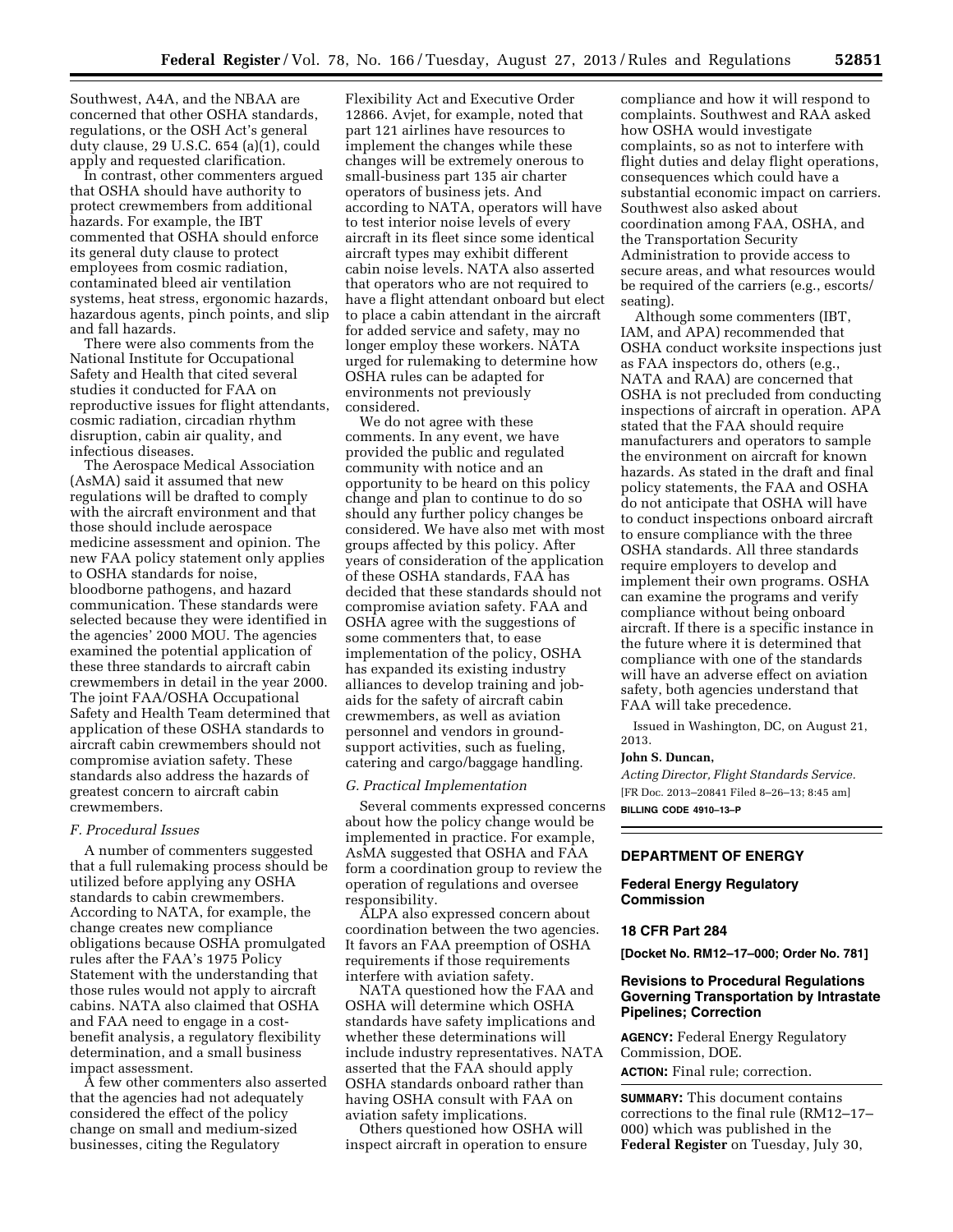Southwest, A4A, and the NBAA are concerned that other OSHA standards, regulations, or the OSH Act's general duty clause, 29 U.S.C. 654 (a)(1), could apply and requested clarification.

In contrast, other commenters argued that OSHA should have authority to protect crewmembers from additional hazards. For example, the IBT commented that OSHA should enforce its general duty clause to protect employees from cosmic radiation, contaminated bleed air ventilation systems, heat stress, ergonomic hazards, hazardous agents, pinch points, and slip and fall hazards.

There were also comments from the National Institute for Occupational Safety and Health that cited several studies it conducted for FAA on reproductive issues for flight attendants, cosmic radiation, circadian rhythm disruption, cabin air quality, and infectious diseases.

The Aerospace Medical Association (AsMA) said it assumed that new regulations will be drafted to comply with the aircraft environment and that those should include aerospace medicine assessment and opinion. The new FAA policy statement only applies to OSHA standards for noise, bloodborne pathogens, and hazard communication. These standards were selected because they were identified in the agencies' 2000 MOU. The agencies examined the potential application of these three standards to aircraft cabin crewmembers in detail in the year 2000. The joint FAA/OSHA Occupational Safety and Health Team determined that application of these OSHA standards to aircraft cabin crewmembers should not compromise aviation safety. These standards also address the hazards of greatest concern to aircraft cabin crewmembers.

### *F. Procedural Issues*

A number of commenters suggested that a full rulemaking process should be utilized before applying any OSHA standards to cabin crewmembers. According to NATA, for example, the change creates new compliance obligations because OSHA promulgated rules after the FAA's 1975 Policy Statement with the understanding that those rules would not apply to aircraft cabins. NATA also claimed that OSHA and FAA need to engage in a cost-benefit analysis, a regulatory flexibility determination, and a small business impact assessment.

A few other commenters also asserted that the agencies had not adequately considered the effect of the policy change on small and medium-sized businesses, citing the Regulatory Flexibility Act and Executive Order 12866. Avjet, for example, noted that part 121 airlines have resources to implement the changes while these changes will be extremely onerous to small-business part 135 air charter operators of business jets. And according to NATA, operators will have to test interior noise levels of every aircraft in its fleet since some identical aircraft types may exhibit different cabin noise levels. NATA also asserted that operators who are not required to have a flight attendant onboard but elect to place a cabin attendant in the aircraft for added service and safety, may no longer employ these workers. NATA urged for rulemaking to determine how OSHA rules can be adapted for environments not previously considered.

We do not agree with these comments. In any event, we have provided the public and regulated community with notice and an opportunity to be heard on this policy change and plan to continue to do so should any further policy changes be considered. We have also met with most groups affected by this policy. After years of consideration of the application of these OSHA standards, FAA has decided that these standards should not compromise aviation safety. FAA and OSHA agree with the suggestions of some commenters that, to ease implementation of the policy, OSHA has expanded its existing industry alliances to develop training and job-aids for the safety of aircraft cabin crewmembers, as well as aviation personnel and vendors in ground-support activities, such as fueling, catering and cargo/baggage handling.

### *G. Practical Implementation*

Several comments expressed concerns about how the policy change would be implemented in practice. For example, AsMA suggested that OSHA and FAA form a coordination group to review the operation of regulations and oversee responsibility.

ALPA also expressed concern about coordination between the two agencies. It favors an FAA preemption of OSHA requirements if those requirements interfere with aviation safety.

NATA questioned how the FAA and OSHA will determine which OSHA standards have safety implications and whether these determinations will include industry representatives. NATA asserted that the FAA should apply OSHA standards onboard rather than having OSHA consult with FAA on aviation safety implications.

Others questioned how OSHA will inspect aircraft in operation to ensure compliance and how it will respond to complaints. Southwest and RAA asked how OSHA would investigate complaints, so as not to interfere with flight duties and delay flight operations, consequences which could have a substantial economic impact on carriers. Southwest also asked about coordination among FAA, OSHA, and the Transportation Security Administration to provide access to secure areas, and what resources would be required of the carriers (e.g., escorts/seating).

Although some commenters (IBT, IAM, and APA) recommended that OSHA conduct worksite inspections just as FAA inspectors do, others (e.g., NATA and RAA) are concerned that OSHA is not precluded from conducting inspections of aircraft in operation. APA stated that the FAA should require manufacturers and operators to sample the environment on aircraft for known hazards. As stated in the draft and final policy statements, the FAA and OSHA do not anticipate that OSHA will have to conduct inspections onboard aircraft to ensure compliance with the three OSHA standards. All three standards require employers to develop and implement their own programs. OSHA can examine the programs and verify compliance without being onboard aircraft. If there is a specific instance in the future where it is determined that compliance with one of the standards will have an adverse effect on aviation safety, both agencies understand that FAA will take precedence.

Issued in Washington, DC, on August 21, 2013.

**John S. Duncan,**

*Acting Director, Flight Standards Service.*

[FR Doc. 2013–20841 Filed 8–26–13; 8:45 am]

**BILLING CODE 4910–13–P**

---

## DEPARTMENT OF ENERGY

## Federal Energy Regulatory Commission

## 18 CFR Part 284

**[Docket No. RM12–17–000; Order No. 781]**

## Revisions to Procedural Regulations Governing Transportation by Intrastate Pipelines; Correction

**AGENCY:** Federal Energy Regulatory Commission, DOE.

**ACTION:** Final rule; correction.

**SUMMARY:** This document contains corrections to the final rule (RM12–17–000) which was published in the **Federal Register** on Tuesday, July 30,